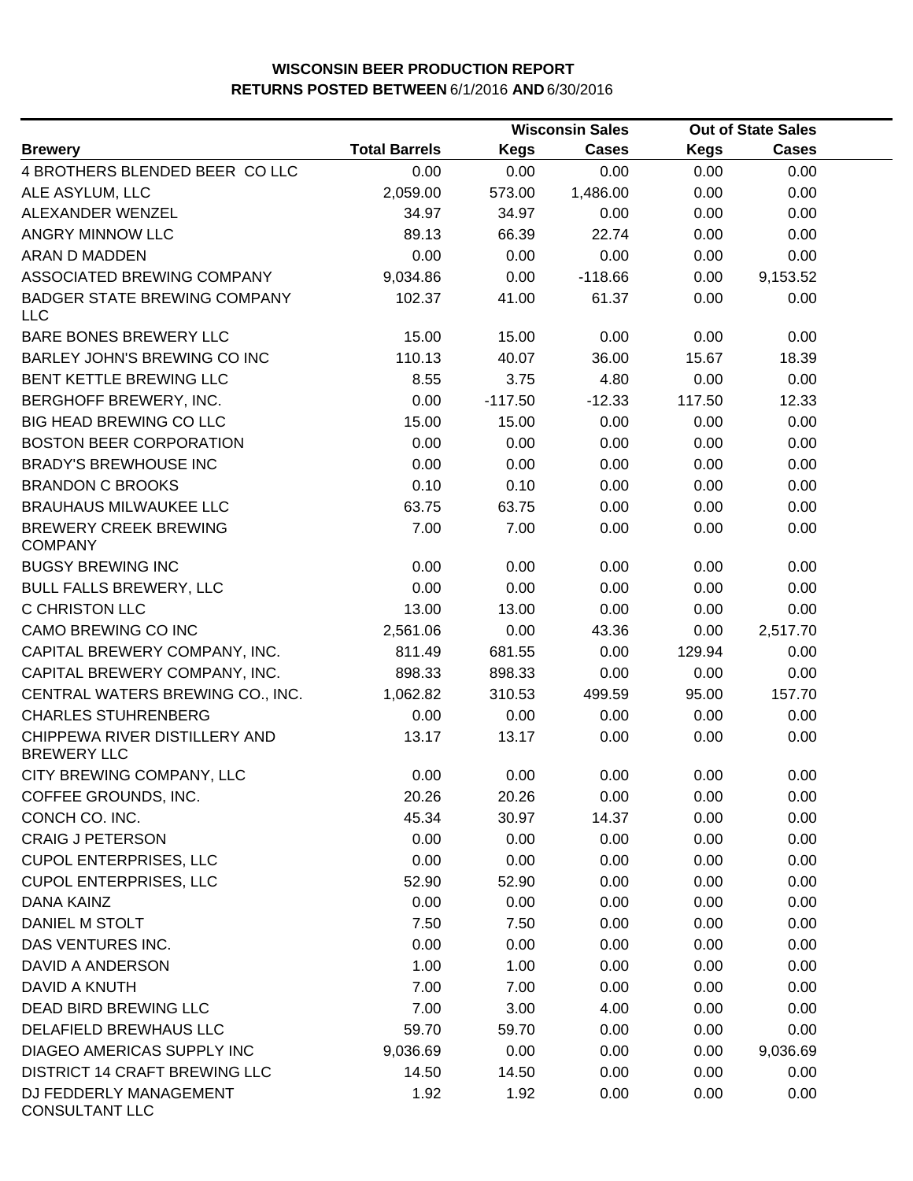**WISCONSIN BEER PRODUCTION REPORT**
**RETURNS POSTED BETWEEN 6/1/2016 AND 6/30/2016**

| Brewery | Total Barrels | Wisconsin Sales | | Out of State Sales | |
|---|---|---|---|---|---|
| | | Kegs | Cases | Kegs | Cases |
| 4 BROTHERS BLENDED BEER CO LLC | 0.00 | 0.00 | 0.00 | 0.00 | 0.00 |
| ALE ASYLUM, LLC | 2,059.00 | 573.00 | 1,486.00 | 0.00 | 0.00 |
| ALEXANDER WENZEL | 34.97 | 34.97 | 0.00 | 0.00 | 0.00 |
| ANGRY MINNOW LLC | 89.13 | 66.39 | 22.74 | 0.00 | 0.00 |
| ARAN D MADDEN | 0.00 | 0.00 | 0.00 | 0.00 | 0.00 |
| ASSOCIATED BREWING COMPANY | 9,034.86 | 0.00 | -118.66 | 0.00 | 9,153.52 |
| BADGER STATE BREWING COMPANY LLC | 102.37 | 41.00 | 61.37 | 0.00 | 0.00 |
| BARE BONES BREWERY LLC | 15.00 | 15.00 | 0.00 | 0.00 | 0.00 |
| BARLEY JOHN'S BREWING CO INC | 110.13 | 40.07 | 36.00 | 15.67 | 18.39 |
| BENT KETTLE BREWING LLC | 8.55 | 3.75 | 4.80 | 0.00 | 0.00 |
| BERGHOFF BREWERY, INC. | 0.00 | -117.50 | -12.33 | 117.50 | 12.33 |
| BIG HEAD BREWING CO LLC | 15.00 | 15.00 | 0.00 | 0.00 | 0.00 |
| BOSTON BEER CORPORATION | 0.00 | 0.00 | 0.00 | 0.00 | 0.00 |
| BRADY'S BREWHOUSE INC | 0.00 | 0.00 | 0.00 | 0.00 | 0.00 |
| BRANDON C BROOKS | 0.10 | 0.10 | 0.00 | 0.00 | 0.00 |
| BRAUHAUS MILWAUKEE LLC | 63.75 | 63.75 | 0.00 | 0.00 | 0.00 |
| BREWERY CREEK BREWING COMPANY | 7.00 | 7.00 | 0.00 | 0.00 | 0.00 |
| BUGSY BREWING INC | 0.00 | 0.00 | 0.00 | 0.00 | 0.00 |
| BULL FALLS BREWERY, LLC | 0.00 | 0.00 | 0.00 | 0.00 | 0.00 |
| C CHRISTON LLC | 13.00 | 13.00 | 0.00 | 0.00 | 0.00 |
| CAMO BREWING CO INC | 2,561.06 | 0.00 | 43.36 | 0.00 | 2,517.70 |
| CAPITAL BREWERY COMPANY, INC. | 811.49 | 681.55 | 0.00 | 129.94 | 0.00 |
| CAPITAL BREWERY COMPANY, INC. | 898.33 | 898.33 | 0.00 | 0.00 | 0.00 |
| CENTRAL WATERS BREWING CO., INC. | 1,062.82 | 310.53 | 499.59 | 95.00 | 157.70 |
| CHARLES STUHRENBERG | 0.00 | 0.00 | 0.00 | 0.00 | 0.00 |
| CHIPPEWA RIVER DISTILLERY AND BREWERY LLC | 13.17 | 13.17 | 0.00 | 0.00 | 0.00 |
| CITY BREWING COMPANY, LLC | 0.00 | 0.00 | 0.00 | 0.00 | 0.00 |
| COFFEE GROUNDS, INC. | 20.26 | 20.26 | 0.00 | 0.00 | 0.00 |
| CONCH CO. INC. | 45.34 | 30.97 | 14.37 | 0.00 | 0.00 |
| CRAIG J PETERSON | 0.00 | 0.00 | 0.00 | 0.00 | 0.00 |
| CUPOL ENTERPRISES, LLC | 0.00 | 0.00 | 0.00 | 0.00 | 0.00 |
| CUPOL ENTERPRISES, LLC | 52.90 | 52.90 | 0.00 | 0.00 | 0.00 |
| DANA KAINZ | 0.00 | 0.00 | 0.00 | 0.00 | 0.00 |
| DANIEL M STOLT | 7.50 | 7.50 | 0.00 | 0.00 | 0.00 |
| DAS VENTURES INC. | 0.00 | 0.00 | 0.00 | 0.00 | 0.00 |
| DAVID A ANDERSON | 1.00 | 1.00 | 0.00 | 0.00 | 0.00 |
| DAVID A KNUTH | 7.00 | 7.00 | 0.00 | 0.00 | 0.00 |
| DEAD BIRD BREWING LLC | 7.00 | 3.00 | 4.00 | 0.00 | 0.00 |
| DELAFIELD BREWHAUS LLC | 59.70 | 59.70 | 0.00 | 0.00 | 0.00 |
| DIAGEO AMERICAS SUPPLY INC | 9,036.69 | 0.00 | 0.00 | 0.00 | 9,036.69 |
| DISTRICT 14 CRAFT BREWING LLC | 14.50 | 14.50 | 0.00 | 0.00 | 0.00 |
| DJ FEDDERLY MANAGEMENT CONSULTANT LLC | 1.92 | 1.92 | 0.00 | 0.00 | 0.00 |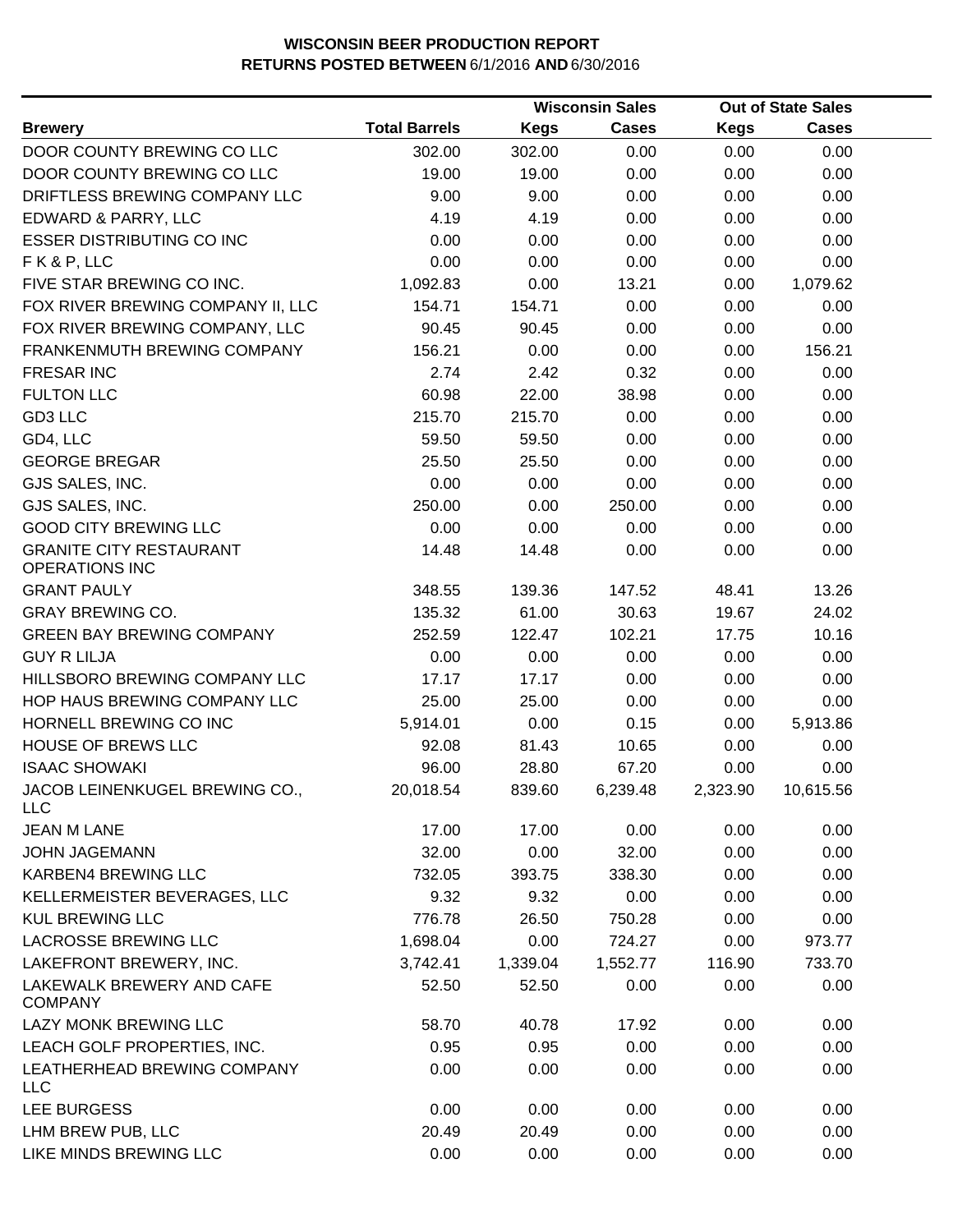**WISCONSIN BEER PRODUCTION REPORT**
**RETURNS POSTED BETWEEN** 6/1/2016 **AND** 6/30/2016

| Brewery | Total Barrels | Wisconsin Sales | | Out of State Sales | |
|---|---|---|---|---|---|
| | | Kegs | Cases | Kegs | Cases |
| DOOR COUNTY BREWING CO LLC | 302.00 | 302.00 | 0.00 | 0.00 | 0.00 |
| DOOR COUNTY BREWING CO LLC | 19.00 | 19.00 | 0.00 | 0.00 | 0.00 |
| DRIFTLESS BREWING COMPANY LLC | 9.00 | 9.00 | 0.00 | 0.00 | 0.00 |
| EDWARD & PARRY, LLC | 4.19 | 4.19 | 0.00 | 0.00 | 0.00 |
| ESSER DISTRIBUTING CO INC | 0.00 | 0.00 | 0.00 | 0.00 | 0.00 |
| F K & P, LLC | 0.00 | 0.00 | 0.00 | 0.00 | 0.00 |
| FIVE STAR BREWING CO INC. | 1,092.83 | 0.00 | 13.21 | 0.00 | 1,079.62 |
| FOX RIVER BREWING COMPANY II, LLC | 154.71 | 154.71 | 0.00 | 0.00 | 0.00 |
| FOX RIVER BREWING COMPANY, LLC | 90.45 | 90.45 | 0.00 | 0.00 | 0.00 |
| FRANKENMUTH BREWING COMPANY | 156.21 | 0.00 | 0.00 | 0.00 | 156.21 |
| FRESAR INC | 2.74 | 2.42 | 0.32 | 0.00 | 0.00 |
| FULTON LLC | 60.98 | 22.00 | 38.98 | 0.00 | 0.00 |
| GD3 LLC | 215.70 | 215.70 | 0.00 | 0.00 | 0.00 |
| GD4, LLC | 59.50 | 59.50 | 0.00 | 0.00 | 0.00 |
| GEORGE BREGAR | 25.50 | 25.50 | 0.00 | 0.00 | 0.00 |
| GJS SALES, INC. | 0.00 | 0.00 | 0.00 | 0.00 | 0.00 |
| GJS SALES, INC. | 250.00 | 0.00 | 250.00 | 0.00 | 0.00 |
| GOOD CITY BREWING LLC | 0.00 | 0.00 | 0.00 | 0.00 | 0.00 |
| GRANITE CITY RESTAURANT OPERATIONS INC | 14.48 | 14.48 | 0.00 | 0.00 | 0.00 |
| GRANT PAULY | 348.55 | 139.36 | 147.52 | 48.41 | 13.26 |
| GRAY BREWING CO. | 135.32 | 61.00 | 30.63 | 19.67 | 24.02 |
| GREEN BAY BREWING COMPANY | 252.59 | 122.47 | 102.21 | 17.75 | 10.16 |
| GUY R LILJA | 0.00 | 0.00 | 0.00 | 0.00 | 0.00 |
| HILLSBORO BREWING COMPANY LLC | 17.17 | 17.17 | 0.00 | 0.00 | 0.00 |
| HOP HAUS BREWING COMPANY LLC | 25.00 | 25.00 | 0.00 | 0.00 | 0.00 |
| HORNELL BREWING CO INC | 5,914.01 | 0.00 | 0.15 | 0.00 | 5,913.86 |
| HOUSE OF BREWS LLC | 92.08 | 81.43 | 10.65 | 0.00 | 0.00 |
| ISAAC SHOWAKI | 96.00 | 28.80 | 67.20 | 0.00 | 0.00 |
| JACOB LEINENKUGEL BREWING CO., LLC | 20,018.54 | 839.60 | 6,239.48 | 2,323.90 | 10,615.56 |
| JEAN M LANE | 17.00 | 17.00 | 0.00 | 0.00 | 0.00 |
| JOHN JAGEMANN | 32.00 | 0.00 | 32.00 | 0.00 | 0.00 |
| KARBEN4 BREWING LLC | 732.05 | 393.75 | 338.30 | 0.00 | 0.00 |
| KELLERMEISTER BEVERAGES, LLC | 9.32 | 9.32 | 0.00 | 0.00 | 0.00 |
| KUL BREWING LLC | 776.78 | 26.50 | 750.28 | 0.00 | 0.00 |
| LACROSSE BREWING LLC | 1,698.04 | 0.00 | 724.27 | 0.00 | 973.77 |
| LAKEFRONT BREWERY, INC. | 3,742.41 | 1,339.04 | 1,552.77 | 116.90 | 733.70 |
| LAKEWALK BREWERY AND CAFE COMPANY | 52.50 | 52.50 | 0.00 | 0.00 | 0.00 |
| LAZY MONK BREWING LLC | 58.70 | 40.78 | 17.92 | 0.00 | 0.00 |
| LEACH GOLF PROPERTIES, INC. | 0.95 | 0.95 | 0.00 | 0.00 | 0.00 |
| LEATHERHEAD BREWING COMPANY LLC | 0.00 | 0.00 | 0.00 | 0.00 | 0.00 |
| LEE BURGESS | 0.00 | 0.00 | 0.00 | 0.00 | 0.00 |
| LHM BREW PUB, LLC | 20.49 | 20.49 | 0.00 | 0.00 | 0.00 |
| LIKE MINDS BREWING LLC | 0.00 | 0.00 | 0.00 | 0.00 | 0.00 |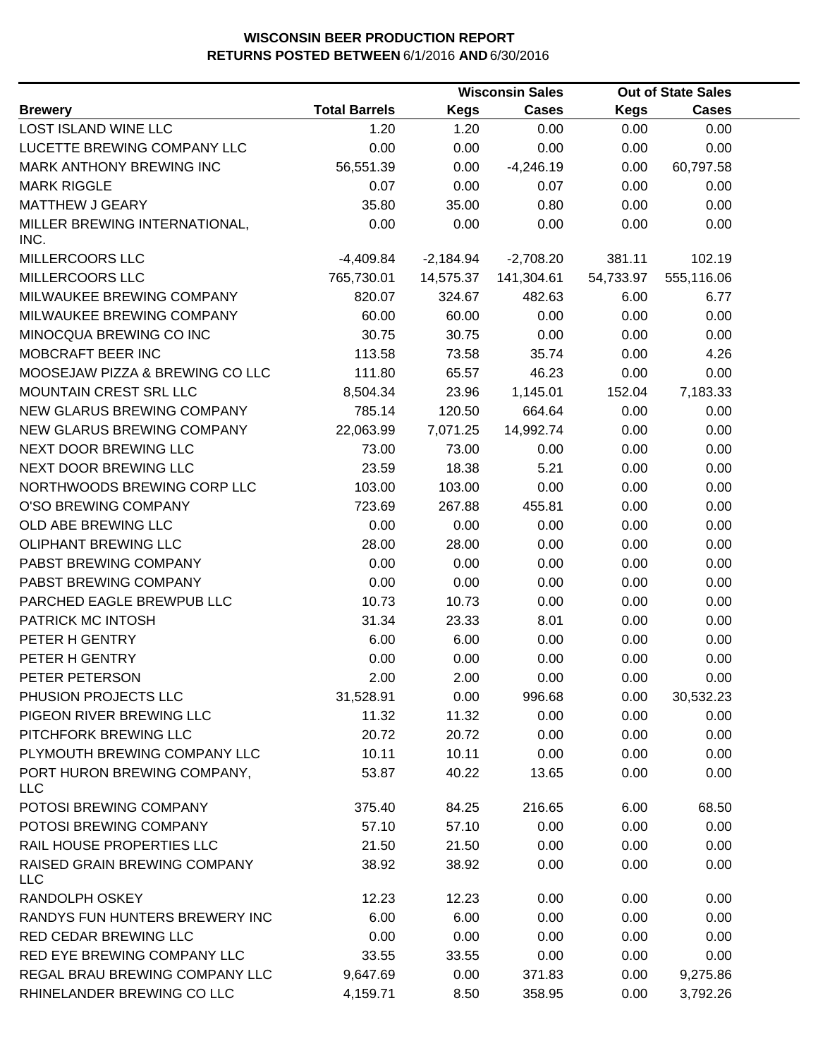**WISCONSIN BEER PRODUCTION REPORT**
**RETURNS POSTED BETWEEN** 6/1/2016 **AND** 6/30/2016

| Brewery | Total Barrels | Wisconsin Sales | | Out of State Sales | |
|---|---|---|---|---|---|
| | | Kegs | Cases | Kegs | Cases |
| LOST ISLAND WINE LLC | 1.20 | 1.20 | 0.00 | 0.00 | 0.00 |
| LUCETTE BREWING COMPANY LLC | 0.00 | 0.00 | 0.00 | 0.00 | 0.00 |
| MARK ANTHONY BREWING INC | 56,551.39 | 0.00 | -4,246.19 | 0.00 | 60,797.58 |
| MARK RIGGLE | 0.07 | 0.00 | 0.07 | 0.00 | 0.00 |
| MATTHEW J GEARY | 35.80 | 35.00 | 0.80 | 0.00 | 0.00 |
| MILLER BREWING INTERNATIONAL, INC. | 0.00 | 0.00 | 0.00 | 0.00 | 0.00 |
| MILLERCOORS LLC | -4,409.84 | -2,184.94 | -2,708.20 | 381.11 | 102.19 |
| MILLERCOORS LLC | 765,730.01 | 14,575.37 | 141,304.61 | 54,733.97 | 555,116.06 |
| MILWAUKEE BREWING COMPANY | 820.07 | 324.67 | 482.63 | 6.00 | 6.77 |
| MILWAUKEE BREWING COMPANY | 60.00 | 60.00 | 0.00 | 0.00 | 0.00 |
| MINOCQUA BREWING CO INC | 30.75 | 30.75 | 0.00 | 0.00 | 0.00 |
| MOBCRAFT BEER INC | 113.58 | 73.58 | 35.74 | 0.00 | 4.26 |
| MOOSEJAW PIZZA & BREWING CO LLC | 111.80 | 65.57 | 46.23 | 0.00 | 0.00 |
| MOUNTAIN CREST SRL LLC | 8,504.34 | 23.96 | 1,145.01 | 152.04 | 7,183.33 |
| NEW GLARUS BREWING COMPANY | 785.14 | 120.50 | 664.64 | 0.00 | 0.00 |
| NEW GLARUS BREWING COMPANY | 22,063.99 | 7,071.25 | 14,992.74 | 0.00 | 0.00 |
| NEXT DOOR BREWING LLC | 73.00 | 73.00 | 0.00 | 0.00 | 0.00 |
| NEXT DOOR BREWING LLC | 23.59 | 18.38 | 5.21 | 0.00 | 0.00 |
| NORTHWOODS BREWING CORP LLC | 103.00 | 103.00 | 0.00 | 0.00 | 0.00 |
| O'SO BREWING COMPANY | 723.69 | 267.88 | 455.81 | 0.00 | 0.00 |
| OLD ABE BREWING LLC | 0.00 | 0.00 | 0.00 | 0.00 | 0.00 |
| OLIPHANT BREWING LLC | 28.00 | 28.00 | 0.00 | 0.00 | 0.00 |
| PABST BREWING COMPANY | 0.00 | 0.00 | 0.00 | 0.00 | 0.00 |
| PABST BREWING COMPANY | 0.00 | 0.00 | 0.00 | 0.00 | 0.00 |
| PARCHED EAGLE BREWPUB LLC | 10.73 | 10.73 | 0.00 | 0.00 | 0.00 |
| PATRICK MC INTOSH | 31.34 | 23.33 | 8.01 | 0.00 | 0.00 |
| PETER H GENTRY | 6.00 | 6.00 | 0.00 | 0.00 | 0.00 |
| PETER H GENTRY | 0.00 | 0.00 | 0.00 | 0.00 | 0.00 |
| PETER PETERSON | 2.00 | 2.00 | 0.00 | 0.00 | 0.00 |
| PHUSION PROJECTS LLC | 31,528.91 | 0.00 | 996.68 | 0.00 | 30,532.23 |
| PIGEON RIVER BREWING LLC | 11.32 | 11.32 | 0.00 | 0.00 | 0.00 |
| PITCHFORK BREWING LLC | 20.72 | 20.72 | 0.00 | 0.00 | 0.00 |
| PLYMOUTH BREWING COMPANY LLC | 10.11 | 10.11 | 0.00 | 0.00 | 0.00 |
| PORT HURON BREWING COMPANY, LLC | 53.87 | 40.22 | 13.65 | 0.00 | 0.00 |
| POTOSI BREWING COMPANY | 375.40 | 84.25 | 216.65 | 6.00 | 68.50 |
| POTOSI BREWING COMPANY | 57.10 | 57.10 | 0.00 | 0.00 | 0.00 |
| RAIL HOUSE PROPERTIES LLC | 21.50 | 21.50 | 0.00 | 0.00 | 0.00 |
| RAISED GRAIN BREWING COMPANY LLC | 38.92 | 38.92 | 0.00 | 0.00 | 0.00 |
| RANDOLPH OSKEY | 12.23 | 12.23 | 0.00 | 0.00 | 0.00 |
| RANDYS FUN HUNTERS BREWERY INC | 6.00 | 6.00 | 0.00 | 0.00 | 0.00 |
| RED CEDAR BREWING LLC | 0.00 | 0.00 | 0.00 | 0.00 | 0.00 |
| RED EYE BREWING COMPANY LLC | 33.55 | 33.55 | 0.00 | 0.00 | 0.00 |
| REGAL BRAU BREWING COMPANY LLC | 9,647.69 | 0.00 | 371.83 | 0.00 | 9,275.86 |
| RHINELANDER BREWING CO LLC | 4,159.71 | 8.50 | 358.95 | 0.00 | 3,792.26 |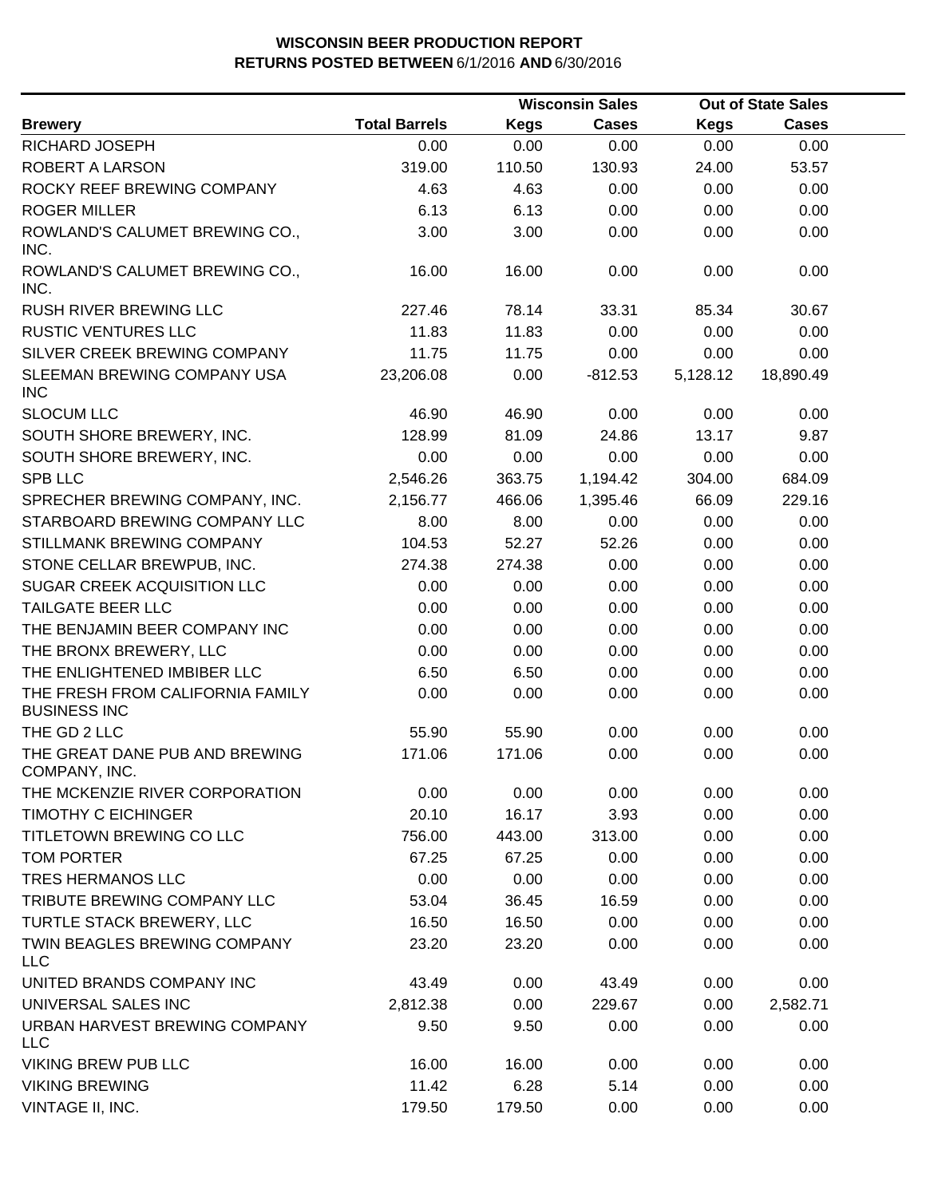**WISCONSIN BEER PRODUCTION REPORT**
**RETURNS POSTED BETWEEN** 6/1/2016 **AND** 6/30/2016

| Brewery | Total Barrels | Wisconsin Sales | | Out of State Sales | |
|---|---|---|---|---|---|
| | | Kegs | Cases | Kegs | Cases |
| RICHARD JOSEPH | 0.00 | 0.00 | 0.00 | 0.00 | 0.00 |
| ROBERT A LARSON | 319.00 | 110.50 | 130.93 | 24.00 | 53.57 |
| ROCKY REEF BREWING COMPANY | 4.63 | 4.63 | 0.00 | 0.00 | 0.00 |
| ROGER MILLER | 6.13 | 6.13 | 0.00 | 0.00 | 0.00 |
| ROWLAND'S CALUMET BREWING CO., INC. | 3.00 | 3.00 | 0.00 | 0.00 | 0.00 |
| ROWLAND'S CALUMET BREWING CO., INC. | 16.00 | 16.00 | 0.00 | 0.00 | 0.00 |
| RUSH RIVER BREWING LLC | 227.46 | 78.14 | 33.31 | 85.34 | 30.67 |
| RUSTIC VENTURES LLC | 11.83 | 11.83 | 0.00 | 0.00 | 0.00 |
| SILVER CREEK BREWING COMPANY | 11.75 | 11.75 | 0.00 | 0.00 | 0.00 |
| SLEEMAN BREWING COMPANY USA INC | 23,206.08 | 0.00 | -812.53 | 5,128.12 | 18,890.49 |
| SLOCUM LLC | 46.90 | 46.90 | 0.00 | 0.00 | 0.00 |
| SOUTH SHORE BREWERY, INC. | 128.99 | 81.09 | 24.86 | 13.17 | 9.87 |
| SOUTH SHORE BREWERY, INC. | 0.00 | 0.00 | 0.00 | 0.00 | 0.00 |
| SPB LLC | 2,546.26 | 363.75 | 1,194.42 | 304.00 | 684.09 |
| SPRECHER BREWING COMPANY, INC. | 2,156.77 | 466.06 | 1,395.46 | 66.09 | 229.16 |
| STARBOARD BREWING COMPANY LLC | 8.00 | 8.00 | 0.00 | 0.00 | 0.00 |
| STILLMANK BREWING COMPANY | 104.53 | 52.27 | 52.26 | 0.00 | 0.00 |
| STONE CELLAR BREWPUB, INC. | 274.38 | 274.38 | 0.00 | 0.00 | 0.00 |
| SUGAR CREEK ACQUISITION LLC | 0.00 | 0.00 | 0.00 | 0.00 | 0.00 |
| TAILGATE BEER LLC | 0.00 | 0.00 | 0.00 | 0.00 | 0.00 |
| THE BENJAMIN BEER COMPANY INC | 0.00 | 0.00 | 0.00 | 0.00 | 0.00 |
| THE BRONX BREWERY, LLC | 0.00 | 0.00 | 0.00 | 0.00 | 0.00 |
| THE ENLIGHTENED IMBIBER LLC | 6.50 | 6.50 | 0.00 | 0.00 | 0.00 |
| THE FRESH FROM CALIFORNIA FAMILY BUSINESS INC | 0.00 | 0.00 | 0.00 | 0.00 | 0.00 |
| THE GD 2 LLC | 55.90 | 55.90 | 0.00 | 0.00 | 0.00 |
| THE GREAT DANE PUB AND BREWING COMPANY, INC. | 171.06 | 171.06 | 0.00 | 0.00 | 0.00 |
| THE MCKENZIE RIVER CORPORATION | 0.00 | 0.00 | 0.00 | 0.00 | 0.00 |
| TIMOTHY C EICHINGER | 20.10 | 16.17 | 3.93 | 0.00 | 0.00 |
| TITLETOWN BREWING CO LLC | 756.00 | 443.00 | 313.00 | 0.00 | 0.00 |
| TOM PORTER | 67.25 | 67.25 | 0.00 | 0.00 | 0.00 |
| TRES HERMANOS LLC | 0.00 | 0.00 | 0.00 | 0.00 | 0.00 |
| TRIBUTE BREWING COMPANY LLC | 53.04 | 36.45 | 16.59 | 0.00 | 0.00 |
| TURTLE STACK BREWERY, LLC | 16.50 | 16.50 | 0.00 | 0.00 | 0.00 |
| TWIN BEAGLES BREWING COMPANY LLC | 23.20 | 23.20 | 0.00 | 0.00 | 0.00 |
| UNITED BRANDS COMPANY INC | 43.49 | 0.00 | 43.49 | 0.00 | 0.00 |
| UNIVERSAL SALES INC | 2,812.38 | 0.00 | 229.67 | 0.00 | 2,582.71 |
| URBAN HARVEST BREWING COMPANY LLC | 9.50 | 9.50 | 0.00 | 0.00 | 0.00 |
| VIKING BREW PUB LLC | 16.00 | 16.00 | 0.00 | 0.00 | 0.00 |
| VIKING BREWING | 11.42 | 6.28 | 5.14 | 0.00 | 0.00 |
| VINTAGE II, INC. | 179.50 | 179.50 | 0.00 | 0.00 | 0.00 |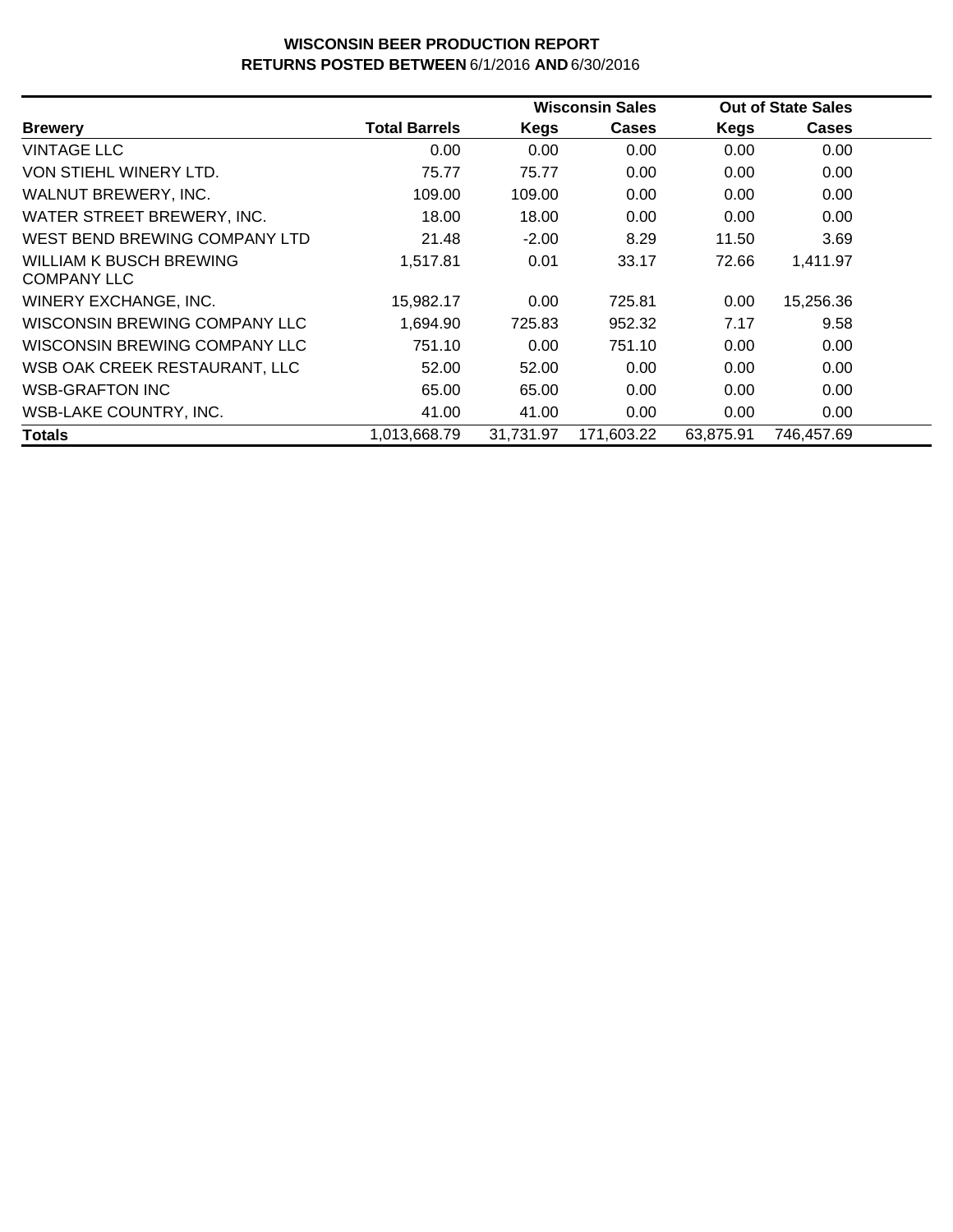**WISCONSIN BEER PRODUCTION REPORT**
**RETURNS POSTED BETWEEN** 6/1/2016 **AND** 6/30/2016

| | | Wisconsin Sales | | Out of State Sales | |
|---|---|---|---|---|---|
| **Brewery** | **Total Barrels** | **Kegs** | **Cases** | **Kegs** | **Cases** |
| VINTAGE LLC | 0.00 | 0.00 | 0.00 | 0.00 | 0.00 |
| VON STIEHL WINERY LTD. | 75.77 | 75.77 | 0.00 | 0.00 | 0.00 |
| WALNUT BREWERY, INC. | 109.00 | 109.00 | 0.00 | 0.00 | 0.00 |
| WATER STREET BREWERY, INC. | 18.00 | 18.00 | 0.00 | 0.00 | 0.00 |
| WEST BEND BREWING COMPANY LTD | 21.48 | -2.00 | 8.29 | 11.50 | 3.69 |
| WILLIAM K BUSCH BREWING COMPANY LLC | 1,517.81 | 0.01 | 33.17 | 72.66 | 1,411.97 |
| WINERY EXCHANGE, INC. | 15,982.17 | 0.00 | 725.81 | 0.00 | 15,256.36 |
| WISCONSIN BREWING COMPANY LLC | 1,694.90 | 725.83 | 952.32 | 7.17 | 9.58 |
| WISCONSIN BREWING COMPANY LLC | 751.10 | 0.00 | 751.10 | 0.00 | 0.00 |
| WSB OAK CREEK RESTAURANT, LLC | 52.00 | 52.00 | 0.00 | 0.00 | 0.00 |
| WSB-GRAFTON INC | 65.00 | 65.00 | 0.00 | 0.00 | 0.00 |
| WSB-LAKE COUNTRY, INC. | 41.00 | 41.00 | 0.00 | 0.00 | 0.00 |
| **Totals** | 1,013,668.79 | 31,731.97 | 171,603.22 | 63,875.91 | 746,457.69 |